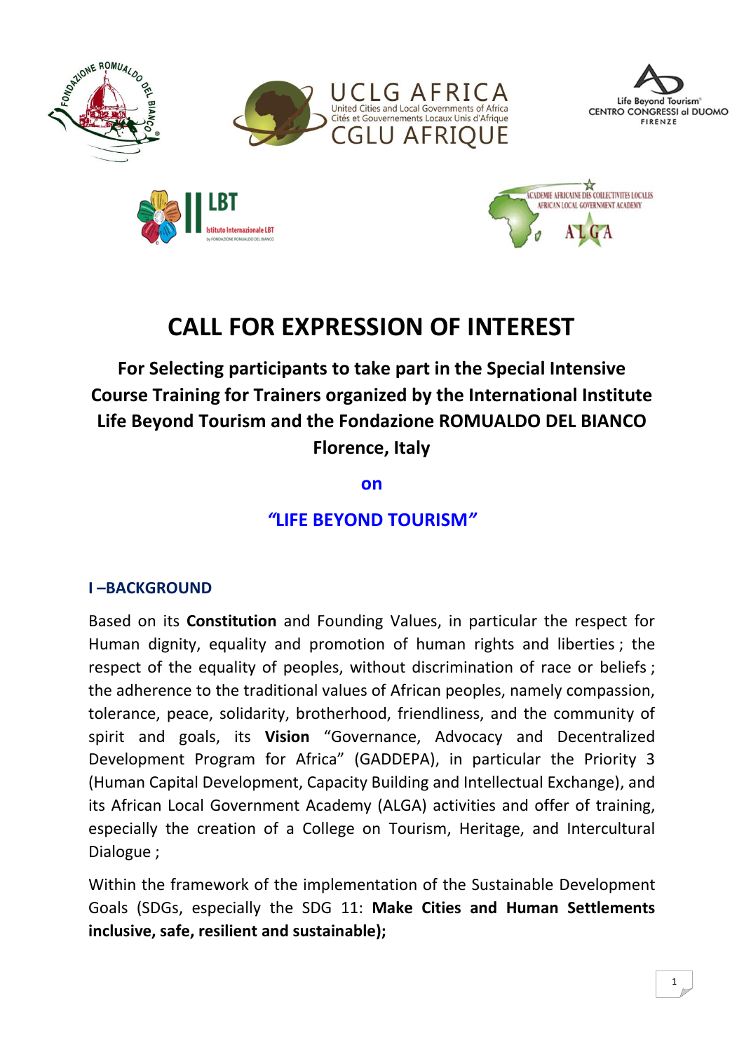# CALL FOR EXPRESSION OF INTEREST

**For Selecting participants to take part in the Special Intensive Course Training for Trainers organized by the International Institute Life Beyond Tourism and the Fondazione ROMUALDO DEL BIANCO Florence, Italy**

**on**

**"LIFE BEYOND TOURISM"**

## I –BACKGROUND

Based on its **Constitution** and Founding Values, in particular the respect for Human dignity, equality and promotion of human rights and liberties ; the respect of the equality of peoples, without discrimination of race or beliefs ; the adherence to the traditional values of African peoples, namely compassion, tolerance, peace, solidarity, brotherhood, friendliness, and the community of spirit and goals, its **Vision** "Governance, Advocacy and Decentralized Development Program for Africa" (GADDEPA), in particular the Priority 3 (Human Capital Development, Capacity Building and Intellectual Exchange), and its African Local Government Academy (ALGA) activities and offer of training, especially the creation of a College on Tourism, Heritage, and Intercultural Dialogue ;

Within the framework of the implementation of the Sustainable Development Goals (SDGs, especially the SDG 11: **Make Cities and Human Settlements inclusive, safe, resilient and sustainable);**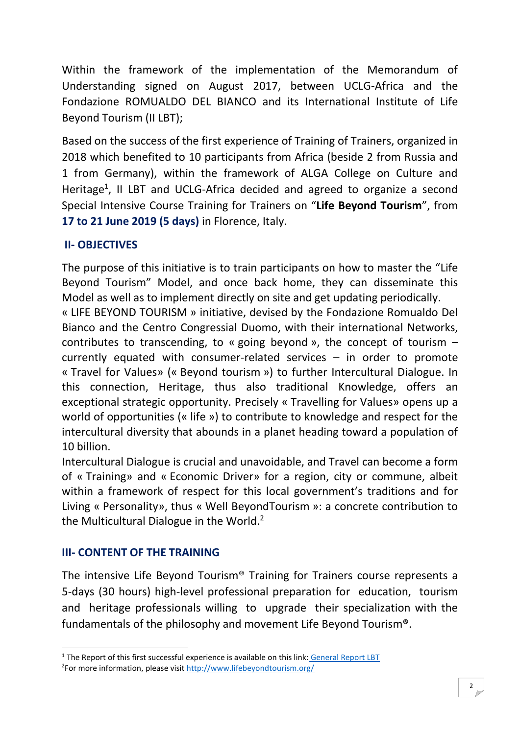Within the framework of the implementation of the Memorandum of Understanding signed on August 2017, between UCLG-Africa and the Fondazione ROMUALDO DEL BIANCO and its International Institute of Life Beyond Tourism (II LBT);

Based on the success of the first experience of Training of Trainers, organized in 2018 which benefited to 10 participants from Africa (beside 2 from Russia and 1 from Germany), within the framework of ALGA College on Culture and Heritage[1], II LBT and UCLG-Africa decided and agreed to organize a second Special Intensive Course Training for Trainers on "**Life Beyond Tourism**", from **17 to 21 June 2019 (5 days)** in Florence, Italy.

## II- OBJECTIVES

The purpose of this initiative is to train participants on how to master the "Life Beyond Tourism" Model, and once back home, they can disseminate this Model as well as to implement directly on site and get updating periodically.

« LIFE BEYOND TOURISM » initiative, devised by the Fondazione Romualdo Del Bianco and the Centro Congressial Duomo, with their international Networks, contributes to transcending, to « going beyond », the concept of tourism – currently equated with consumer-related services – in order to promote « Travel for Values» (« Beyond tourism ») to further Intercultural Dialogue. In this connection, Heritage, thus also traditional Knowledge, offers an exceptional strategic opportunity. Precisely « Travelling for Values» opens up a world of opportunities (« life ») to contribute to knowledge and respect for the intercultural diversity that abounds in a planet heading toward a population of 10 billion.

Intercultural Dialogue is crucial and unavoidable, and Travel can become a form of « Training» and « Economic Driver» for a region, city or commune, albeit within a framework of respect for this local government's traditions and for Living « Personality», thus « Well BeyondTourism »: a concrete contribution to the Multicultural Dialogue in the World.[2]

## III- CONTENT OF THE TRAINING

The intensive Life Beyond Tourism® Training for Trainers course represents a 5-days (30 hours) high-level professional preparation for education, tourism and heritage professionals willing to upgrade their specialization with the fundamentals of the philosophy and movement Life Beyond Tourism®.

---

[1] The Report of this first successful experience is available on this link: General Report LBT

[2] For more information, please visit http://www.lifebeyondtourism.org/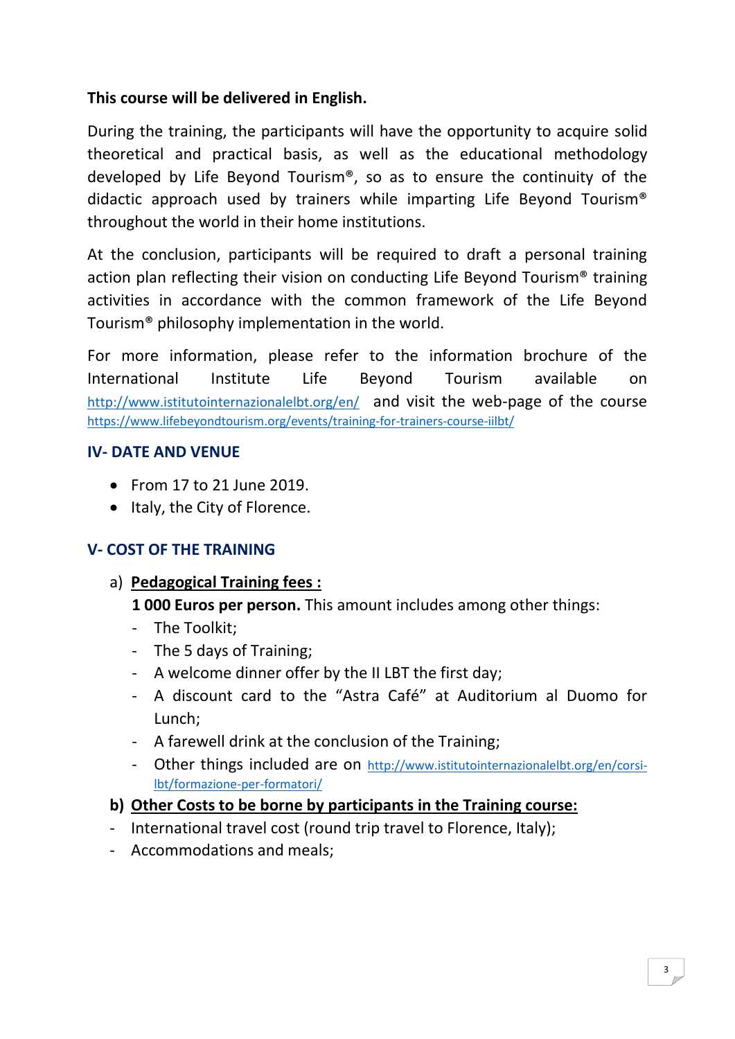**This course will be delivered in English.**

During the training, the participants will have the opportunity to acquire solid theoretical and practical basis, as well as the educational methodology developed by Life Beyond Tourism®, so as to ensure the continuity of the didactic approach used by trainers while imparting Life Beyond Tourism® throughout the world in their home institutions.

At the conclusion, participants will be required to draft a personal training action plan reflecting their vision on conducting Life Beyond Tourism® training activities in accordance with the common framework of the Life Beyond Tourism® philosophy implementation in the world.

For more information, please refer to the information brochure of the International Institute Life Beyond Tourism available on [http://www.istitutointernazionalelbt.org/en/](http://www.istitutointernazionalelbt.org/en/) and visit the web-page of the course [https://www.lifebeyondtourism.org/events/training-for-trainers-course-iilbt/](https://www.lifebeyondtourism.org/events/training-for-trainers-course-iilbt/)

## IV- DATE AND VENUE

- From 17 to 21 June 2019.
- Italy, the City of Florence.

## V- COST OF THE TRAINING

a) **Pedagogical Training fees :**

**1 000 Euros per person.** This amount includes among other things:

- The Toolkit;
- The 5 days of Training;
- A welcome dinner offer by the II LBT the first day;
- A discount card to the "Astra Café" at Auditorium al Duomo for Lunch;
- A farewell drink at the conclusion of the Training;
- Other things included are on [http://www.istitutointernazionalelbt.org/en/corsi-lbt/formazione-per-formatori/](http://www.istitutointernazionalelbt.org/en/corsi-lbt/formazione-per-formatori/)

**b) Other Costs to be borne by participants in the Training course:**

- International travel cost (round trip travel to Florence, Italy);
- Accommodations and meals;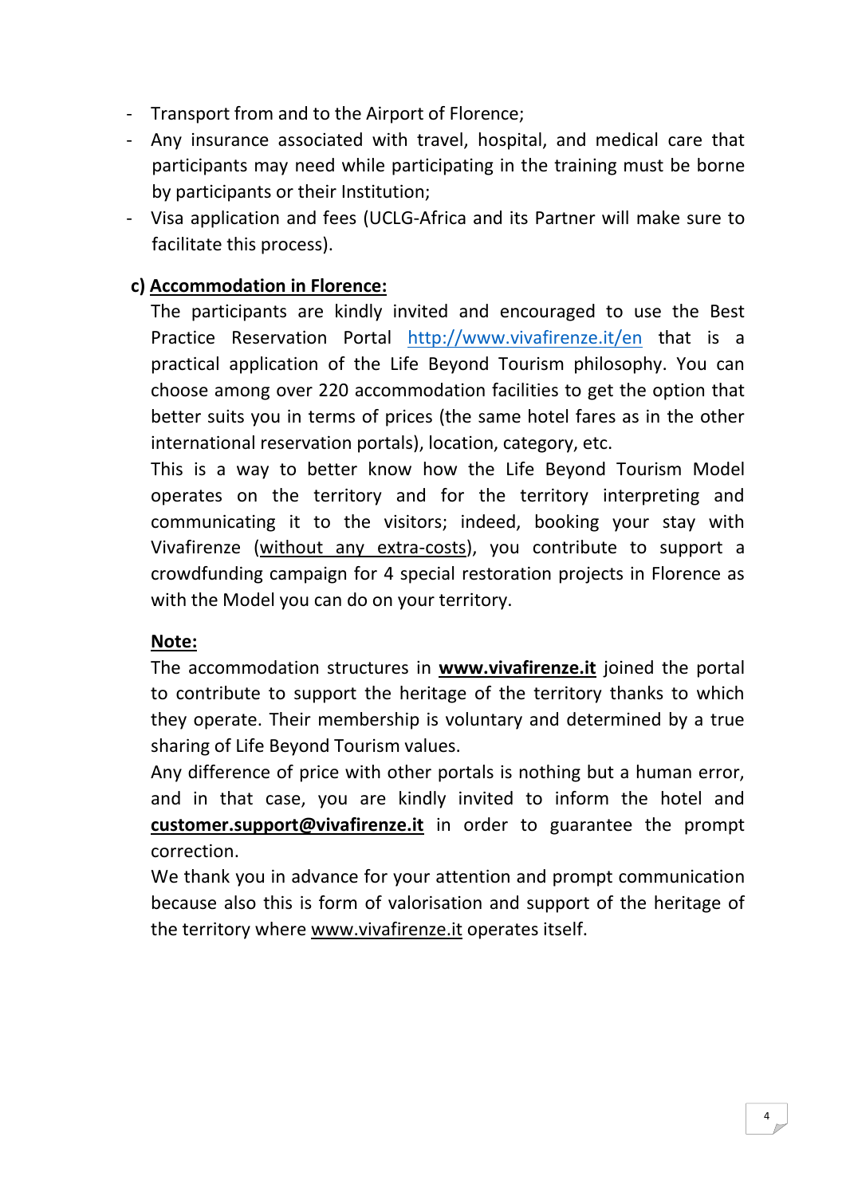- Transport from and to the Airport of Florence;
- Any insurance associated with travel, hospital, and medical care that participants may need while participating in the training must be borne by participants or their Institution;
- Visa application and fees (UCLG-Africa and its Partner will make sure to facilitate this process).

**c) Accommodation in Florence:**

The participants are kindly invited and encouraged to use the Best Practice Reservation Portal http://www.vivafirenze.it/en that is a practical application of the Life Beyond Tourism philosophy. You can choose among over 220 accommodation facilities to get the option that better suits you in terms of prices (the same hotel fares as in the other international reservation portals), location, category, etc.

This is a way to better know how the Life Beyond Tourism Model operates on the territory and for the territory interpreting and communicating it to the visitors; indeed, booking your stay with Vivafirenze (without any extra-costs), you contribute to support a crowdfunding campaign for 4 special restoration projects in Florence as with the Model you can do on your territory.

**Note:**

The accommodation structures in **www.vivafirenze.it** joined the portal to contribute to support the heritage of the territory thanks to which they operate. Their membership is voluntary and determined by a true sharing of Life Beyond Tourism values.

Any difference of price with other portals is nothing but a human error, and in that case, you are kindly invited to inform the hotel and **customer.support@vivafirenze.it** in order to guarantee the prompt correction.

We thank you in advance for your attention and prompt communication because also this is form of valorisation and support of the heritage of the territory where www.vivafirenze.it operates itself.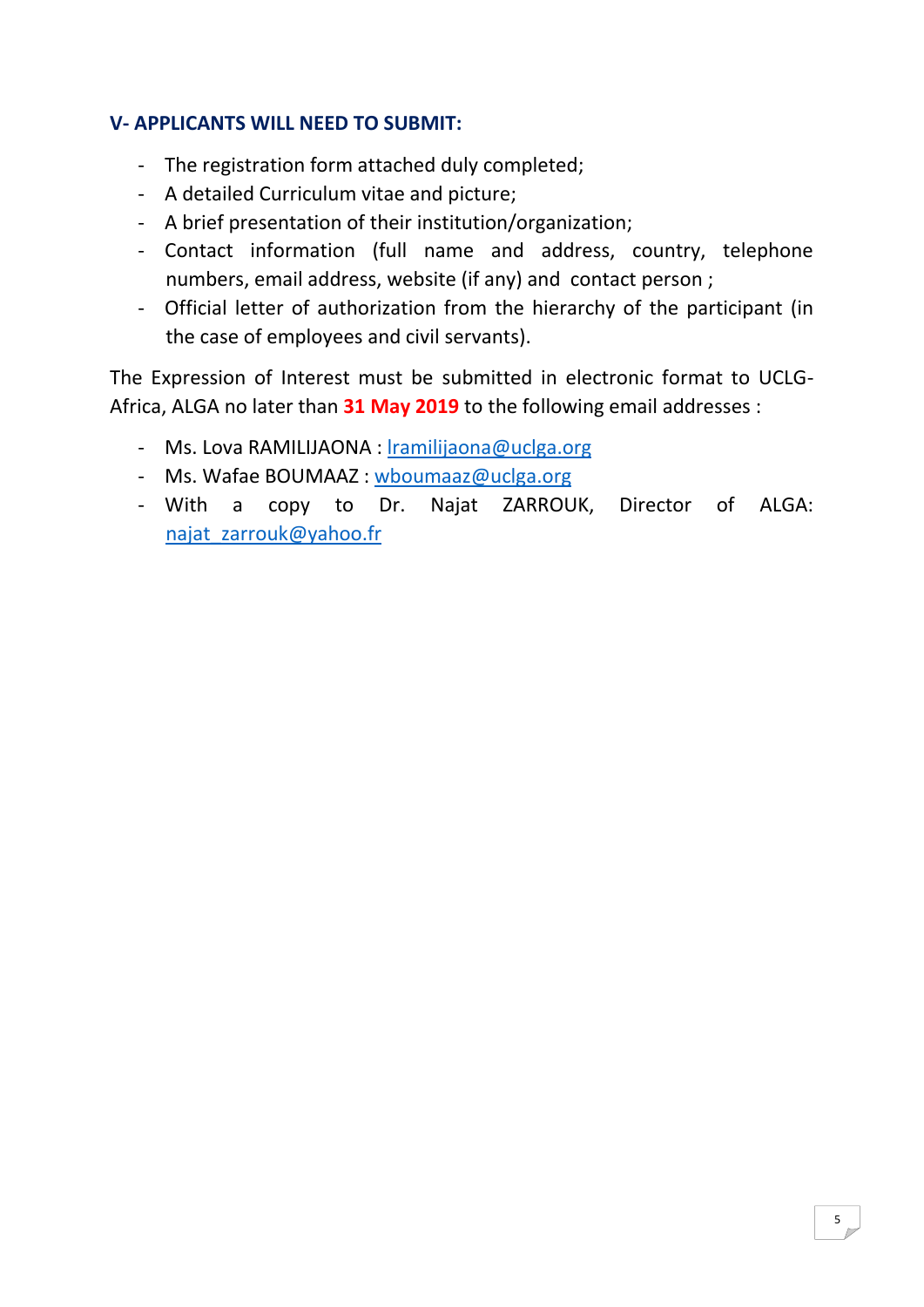## V- APPLICANTS WILL NEED TO SUBMIT:

- The registration form attached duly completed;
- A detailed Curriculum vitae and picture;
- A brief presentation of their institution/organization;
- Contact information (full name and address, country, telephone numbers, email address, website (if any) and contact person ;
- Official letter of authorization from the hierarchy of the participant (in the case of employees and civil servants).

The Expression of Interest must be submitted in electronic format to UCLG-Africa, ALGA no later than **31 May 2019** to the following email addresses :

- Ms. Lova RAMILIJAONA : lramilijaona@uclga.org
- Ms. Wafae BOUMAAZ : wboumaaz@uclga.org
- With a copy to Dr. Najat ZARROUK, Director of ALGA: najat_zarrouk@yahoo.fr